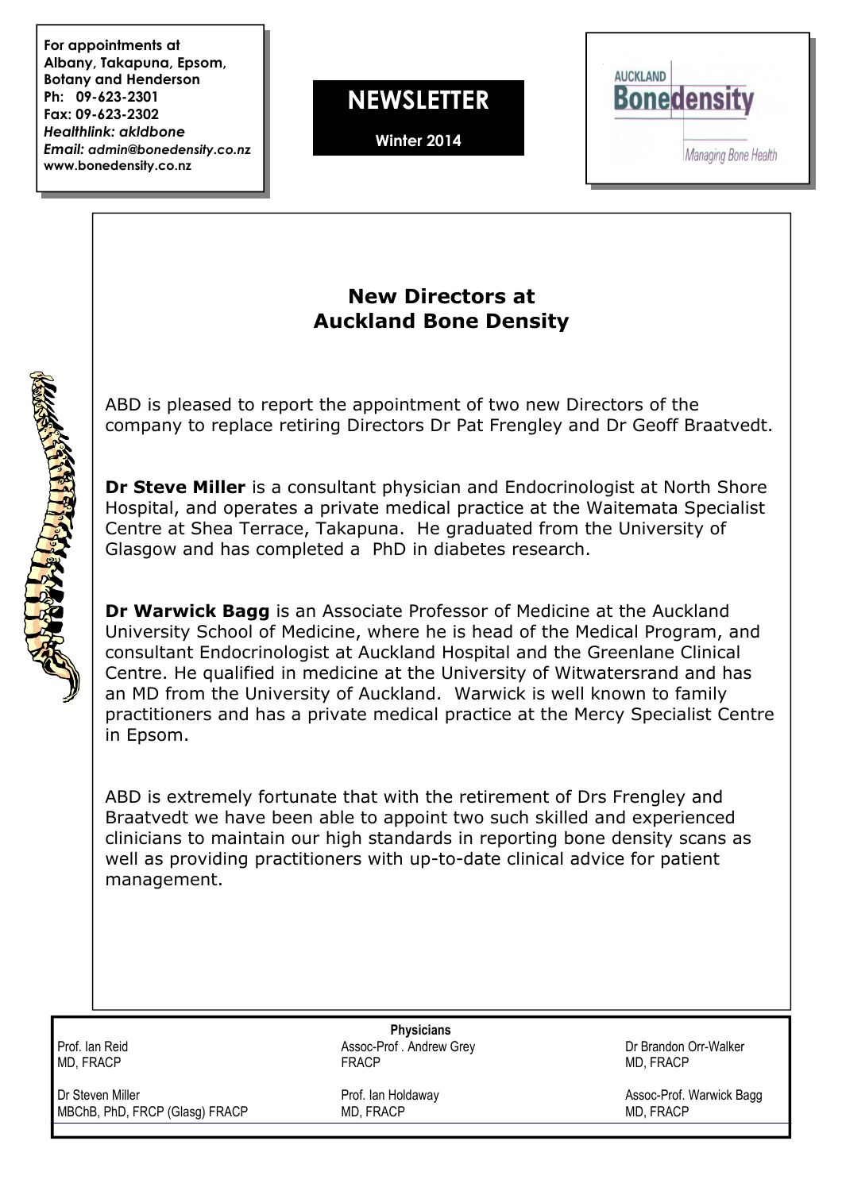**For appointments at Albany, Takapuna, Epsom, Botany and Henderson**
**Ph: 09-623-2301**
**Fax: 09-623-2302**
***Healthlink: akldbone***
***Email:*** ***admin@bonedensity.co.nz***
**www.bonedensity.co.nz**

# NEWSLETTER

**Winter 2014**

AUCKLAND Bonedensity
Managing Bone Health

## New Directors at Auckland Bone Density

ABD is pleased to report the appointment of two new Directors of the company to replace retiring Directors Dr Pat Frengley and Dr Geoff Braatvedt.

**Dr Steve Miller** is a consultant physician and Endocrinologist at North Shore Hospital, and operates a private medical practice at the Waitemata Specialist Centre at Shea Terrace, Takapuna. He graduated from the University of Glasgow and has completed a PhD in diabetes research.

**Dr Warwick Bagg** is an Associate Professor of Medicine at the Auckland University School of Medicine, where he is head of the Medical Program, and consultant Endocrinologist at Auckland Hospital and the Greenlane Clinical Centre. He qualified in medicine at the University of Witwatersrand and has an MD from the University of Auckland. Warwick is well known to family practitioners and has a private medical practice at the Mercy Specialist Centre in Epsom.

ABD is extremely fortunate that with the retirement of Drs Frengley and Braatvedt we have been able to appoint two such skilled and experienced clinicians to maintain our high standards in reporting bone density scans as well as providing practitioners with up-to-date clinical advice for patient management.

**Physicians**

| | | |
|---|---|---|
| Prof. Ian Reid<br>MD, FRACP | Assoc-Prof . Andrew Grey<br>FRACP | Dr Brandon Orr-Walker<br>MD, FRACP |
| Dr Steven Miller<br>MBChB, PhD, FRCP (Glasg) FRACP | Prof. Ian Holdaway<br>MD, FRACP | Assoc-Prof. Warwick Bagg<br>MD, FRACP |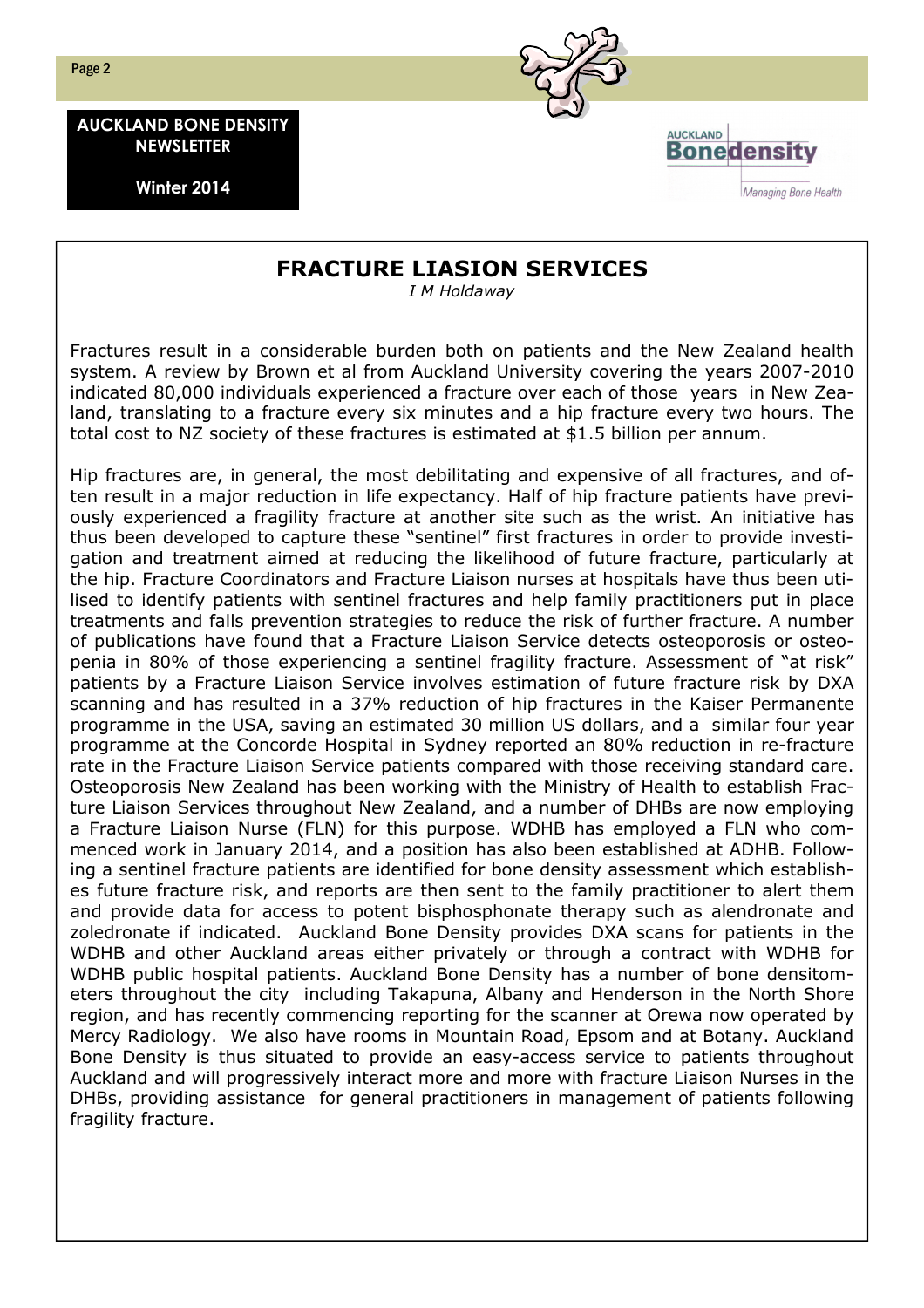**AUCKLAND BONE DENSITY NEWSLETTER**

**Winter 2014**

# FRACTURE LIASION SERVICES

*I M Holdaway*

Fractures result in a considerable burden both on patients and the New Zealand health system. A review by Brown et al from Auckland University covering the years 2007-2010 indicated 80,000 individuals experienced a fracture over each of those years in New Zealand, translating to a fracture every six minutes and a hip fracture every two hours. The total cost to NZ society of these fractures is estimated at $1.5 billion per annum.

Hip fractures are, in general, the most debilitating and expensive of all fractures, and often result in a major reduction in life expectancy. Half of hip fracture patients have previously experienced a fragility fracture at another site such as the wrist. An initiative has thus been developed to capture these "sentinel" first fractures in order to provide investigation and treatment aimed at reducing the likelihood of future fracture, particularly at the hip. Fracture Coordinators and Fracture Liaison nurses at hospitals have thus been utilised to identify patients with sentinel fractures and help family practitioners put in place treatments and falls prevention strategies to reduce the risk of further fracture. A number of publications have found that a Fracture Liaison Service detects osteoporosis or osteopenia in 80% of those experiencing a sentinel fragility fracture. Assessment of "at risk" patients by a Fracture Liaison Service involves estimation of future fracture risk by DXA scanning and has resulted in a 37% reduction of hip fractures in the Kaiser Permanente programme in the USA, saving an estimated 30 million US dollars, and a similar four year programme at the Concorde Hospital in Sydney reported an 80% reduction in re-fracture rate in the Fracture Liaison Service patients compared with those receiving standard care. Osteoporosis New Zealand has been working with the Ministry of Health to establish Fracture Liaison Services throughout New Zealand, and a number of DHBs are now employing a Fracture Liaison Nurse (FLN) for this purpose. WDHB has employed a FLN who commenced work in January 2014, and a position has also been established at ADHB. Following a sentinel fracture patients are identified for bone density assessment which establishes future fracture risk, and reports are then sent to the family practitioner to alert them and provide data for access to potent bisphosphonate therapy such as alendronate and zoledronate if indicated. Auckland Bone Density provides DXA scans for patients in the WDHB and other Auckland areas either privately or through a contract with WDHB for WDHB public hospital patients. Auckland Bone Density has a number of bone densitometers throughout the city including Takapuna, Albany and Henderson in the North Shore region, and has recently commencing reporting for the scanner at Orewa now operated by Mercy Radiology. We also have rooms in Mountain Road, Epsom and at Botany. Auckland Bone Density is thus situated to provide an easy-access service to patients throughout Auckland and will progressively interact more and more with fracture Liaison Nurses in the DHBs, providing assistance for general practitioners in management of patients following fragility fracture.